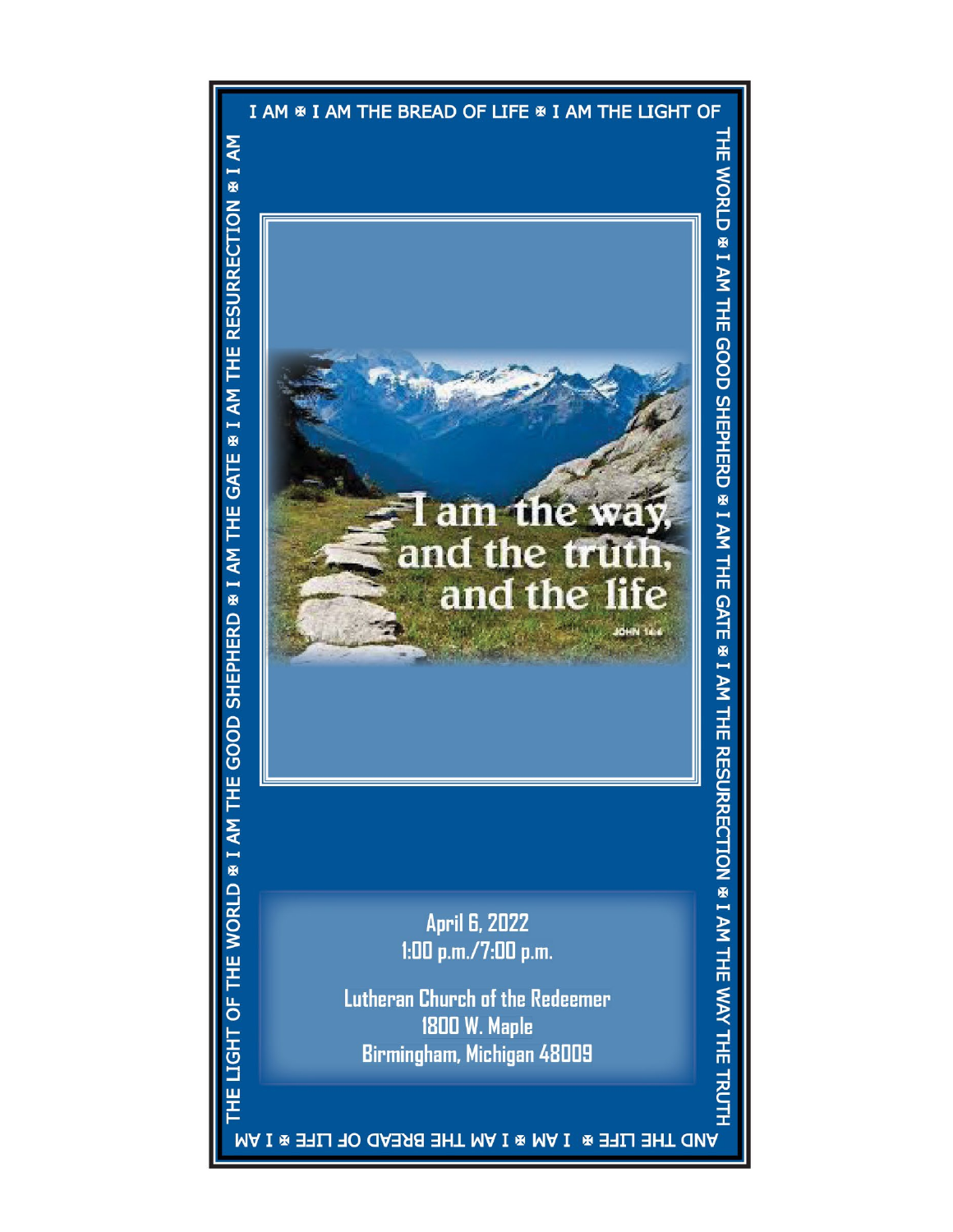I AM ✠ I AM THE BREAD OF LIFE ✠ I AM THE LIGHT OF THE WORLD ✠ I AM THE GOOD SHEPHERD ✠ I AM THE GATE ✠ I AM THE RESURRECTION ✠ I AM THE WAY THE TRUTH AND THE LIFE ✠ I AM ✠ I AM THE BREAD OF LIFE ✠ I AM THE LIGHT OF THE WORLD ✠ I AM THE GOOD SHEPHERD ✠ I AM THE GATE ✠ I AM THE RESURRECTION ✠ I AM

I am the way, and the truth, and the life

JOHN 14:6

**April 6, 2022**
**1:00 p.m./7:00 p.m.**

**Lutheran Church of the Redeemer**
**1800 W. Maple**
**Birmingham, Michigan 48009**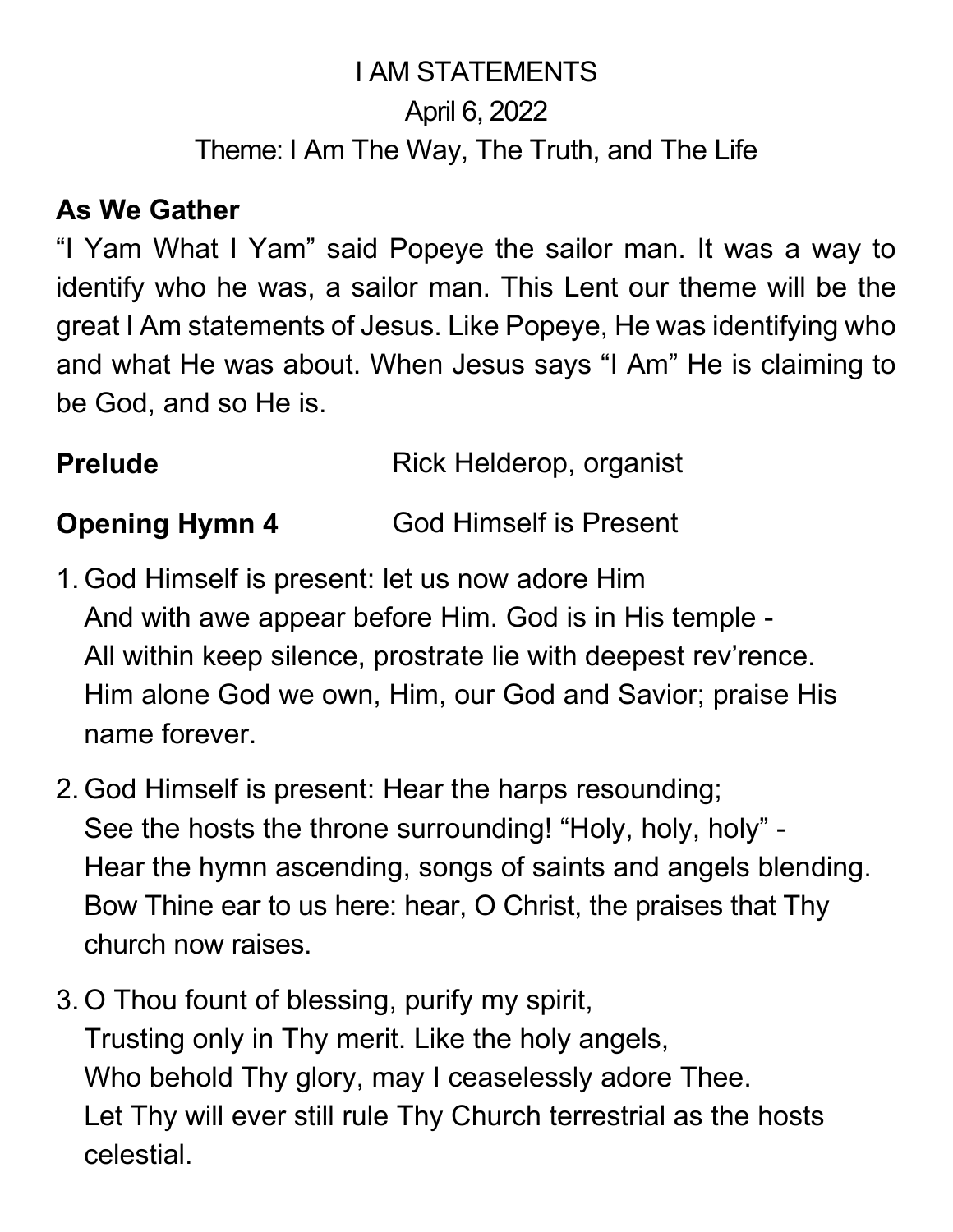I AM STATEMENTS

April 6, 2022

Theme: I Am The Way, The Truth, and The Life

**As We Gather**

"I Yam What I Yam" said Popeye the sailor man. It was a way to identify who he was, a sailor man. This Lent our theme will be the great I Am statements of Jesus. Like Popeye, He was identifying who and what He was about. When Jesus says "I Am" He is claiming to be God, and so He is.

**Prelude** Rick Helderop, organist

**Opening Hymn 4** God Himself is Present

1. God Himself is present: let us now adore Him
   And with awe appear before Him. God is in His temple -
   All within keep silence, prostrate lie with deepest rev'rence.
   Him alone God we own, Him, our God and Savior; praise His name forever.

2. God Himself is present: Hear the harps resounding;
   See the hosts the throne surrounding! "Holy, holy, holy" -
   Hear the hymn ascending, songs of saints and angels blending.
   Bow Thine ear to us here: hear, O Christ, the praises that Thy church now raises.

3. O Thou fount of blessing, purify my spirit,
   Trusting only in Thy merit. Like the holy angels,
   Who behold Thy glory, may I ceaselessly adore Thee.
   Let Thy will ever still rule Thy Church terrestrial as the hosts celestial.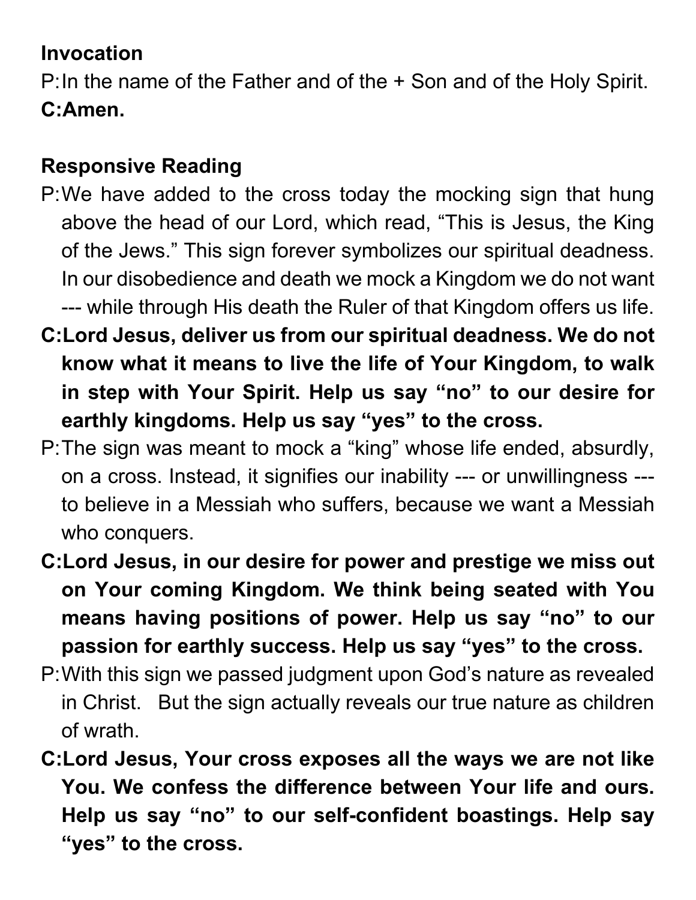**Invocation**

P: In the name of the Father and of the + Son and of the Holy Spirit.

**C: Amen.**

**Responsive Reading**

P: We have added to the cross today the mocking sign that hung above the head of our Lord, which read, "This is Jesus, the King of the Jews." This sign forever symbolizes our spiritual deadness. In our disobedience and death we mock a Kingdom we do not want --- while through His death the Ruler of that Kingdom offers us life.

**C: Lord Jesus, deliver us from our spiritual deadness. We do not know what it means to live the life of Your Kingdom, to walk in step with Your Spirit. Help us say "no" to our desire for earthly kingdoms. Help us say "yes" to the cross.**

P: The sign was meant to mock a "king" whose life ended, absurdly, on a cross. Instead, it signifies our inability --- or unwillingness --- to believe in a Messiah who suffers, because we want a Messiah who conquers.

**C: Lord Jesus, in our desire for power and prestige we miss out on Your coming Kingdom. We think being seated with You means having positions of power. Help us say "no" to our passion for earthly success. Help us say "yes" to the cross.**

P: With this sign we passed judgment upon God's nature as revealed in Christ. But the sign actually reveals our true nature as children of wrath.

**C: Lord Jesus, Your cross exposes all the ways we are not like You. We confess the difference between Your life and ours. Help us say "no" to our self-confident boastings. Help say "yes" to the cross.**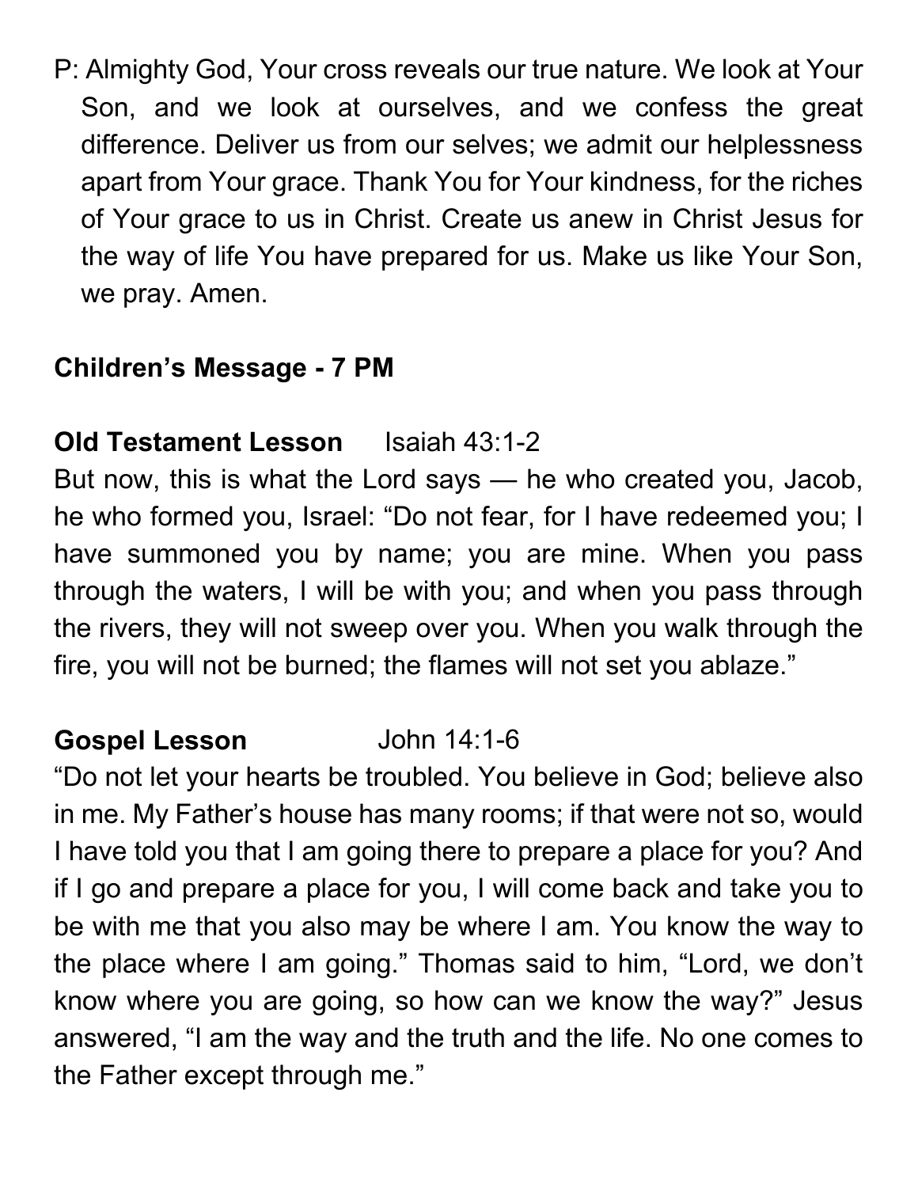P: Almighty God, Your cross reveals our true nature. We look at Your Son, and we look at ourselves, and we confess the great difference. Deliver us from our selves; we admit our helplessness apart from Your grace. Thank You for Your kindness, for the riches of Your grace to us in Christ. Create us anew in Christ Jesus for the way of life You have prepared for us. Make us like Your Son, we pray. Amen.

**Children's Message - 7 PM**

**Old Testament Lesson** Isaiah 43:1-2

But now, this is what the Lord says — he who created you, Jacob, he who formed you, Israel: "Do not fear, for I have redeemed you; I have summoned you by name; you are mine. When you pass through the waters, I will be with you; and when you pass through the rivers, they will not sweep over you. When you walk through the fire, you will not be burned; the flames will not set you ablaze."

**Gospel Lesson** John 14:1-6

"Do not let your hearts be troubled. You believe in God; believe also in me. My Father's house has many rooms; if that were not so, would I have told you that I am going there to prepare a place for you? And if I go and prepare a place for you, I will come back and take you to be with me that you also may be where I am. You know the way to the place where I am going." Thomas said to him, "Lord, we don't know where you are going, so how can we know the way?" Jesus answered, "I am the way and the truth and the life. No one comes to the Father except through me."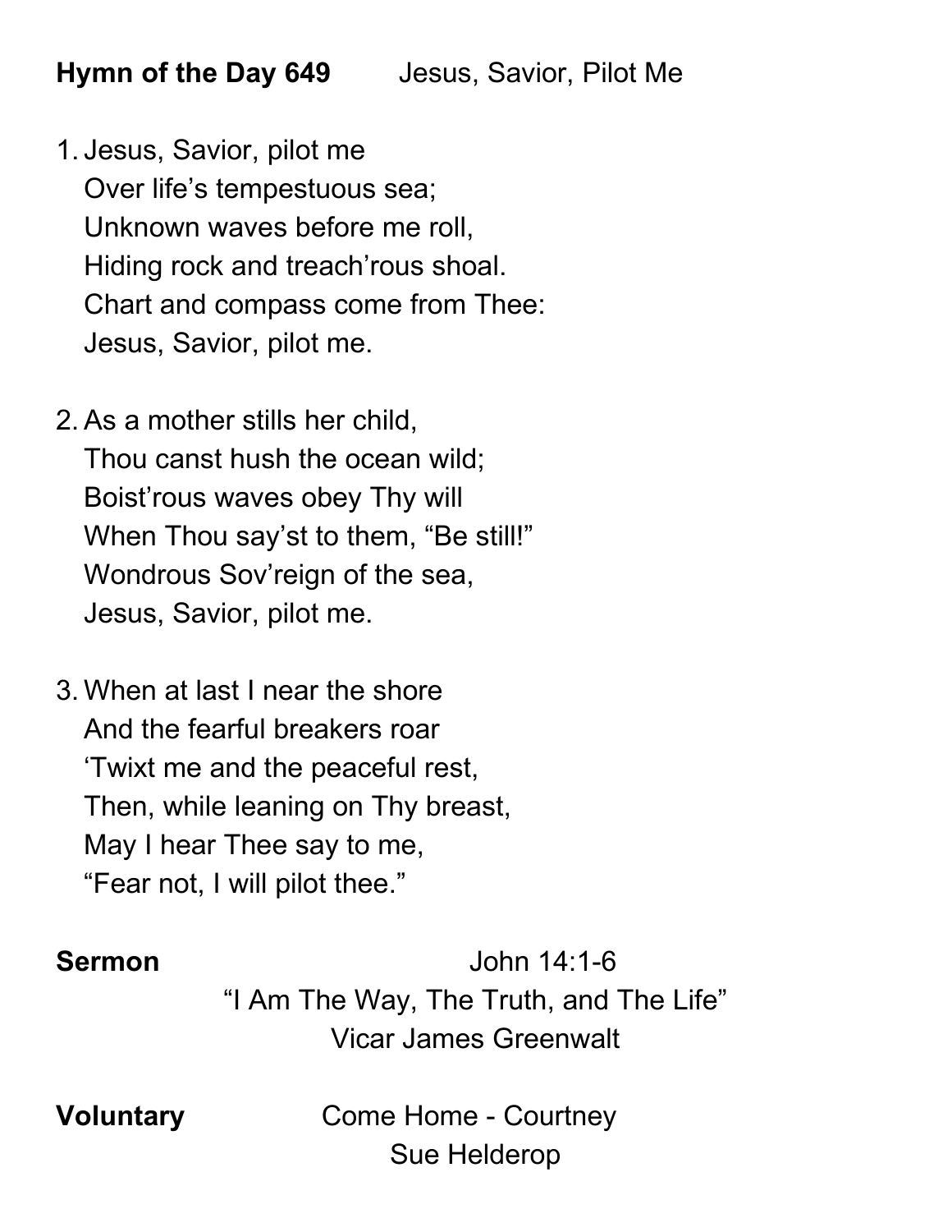**Hymn of the Day 649** Jesus, Savior, Pilot Me

1. Jesus, Savior, pilot me
   Over life's tempestuous sea;
   Unknown waves before me roll,
   Hiding rock and treach'rous shoal.
   Chart and compass come from Thee:
   Jesus, Savior, pilot me.

2. As a mother stills her child,
   Thou canst hush the ocean wild;
   Boist'rous waves obey Thy will
   When Thou say'st to them, "Be still!"
   Wondrous Sov'reign of the sea,
   Jesus, Savior, pilot me.

3. When at last I near the shore
   And the fearful breakers roar
   'Twixt me and the peaceful rest,
   Then, while leaning on Thy breast,
   May I hear Thee say to me,
   "Fear not, I will pilot thee."

**Sermon** John 14:1-6

"I Am The Way, The Truth, and The Life"

Vicar James Greenwalt

**Voluntary** Come Home - Courtney

Sue Helderop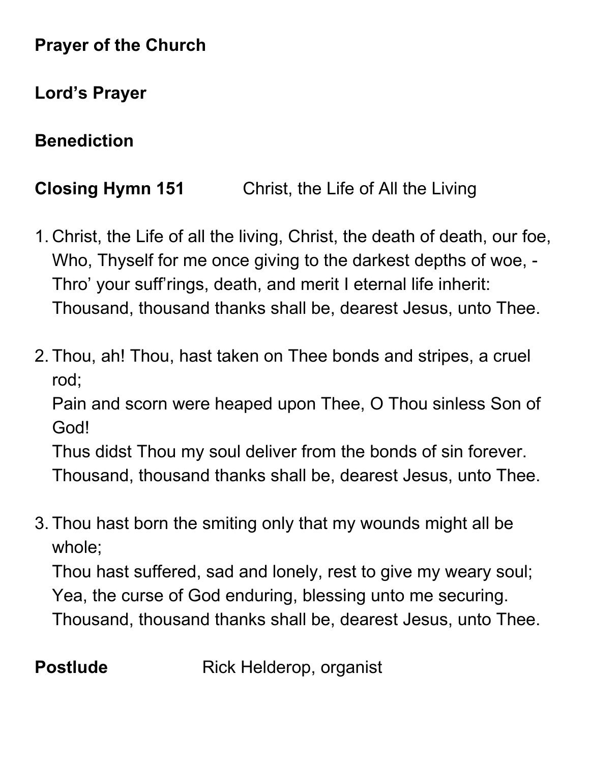**Prayer of the Church**

**Lord's Prayer**

**Benediction**

**Closing Hymn 151** Christ, the Life of All the Living

1. Christ, the Life of all the living, Christ, the death of death, our foe,
   Who, Thyself for me once giving to the darkest depths of woe, -
   Thro' your suff'rings, death, and merit I eternal life inherit:
   Thousand, thousand thanks shall be, dearest Jesus, unto Thee.

2. Thou, ah! Thou, hast taken on Thee bonds and stripes, a cruel rod;
   Pain and scorn were heaped upon Thee, O Thou sinless Son of God!
   Thus didst Thou my soul deliver from the bonds of sin forever.
   Thousand, thousand thanks shall be, dearest Jesus, unto Thee.

3. Thou hast born the smiting only that my wounds might all be whole;
   Thou hast suffered, sad and lonely, rest to give my weary soul;
   Yea, the curse of God enduring, blessing unto me securing.
   Thousand, thousand thanks shall be, dearest Jesus, unto Thee.

**Postlude** Rick Helderop, organist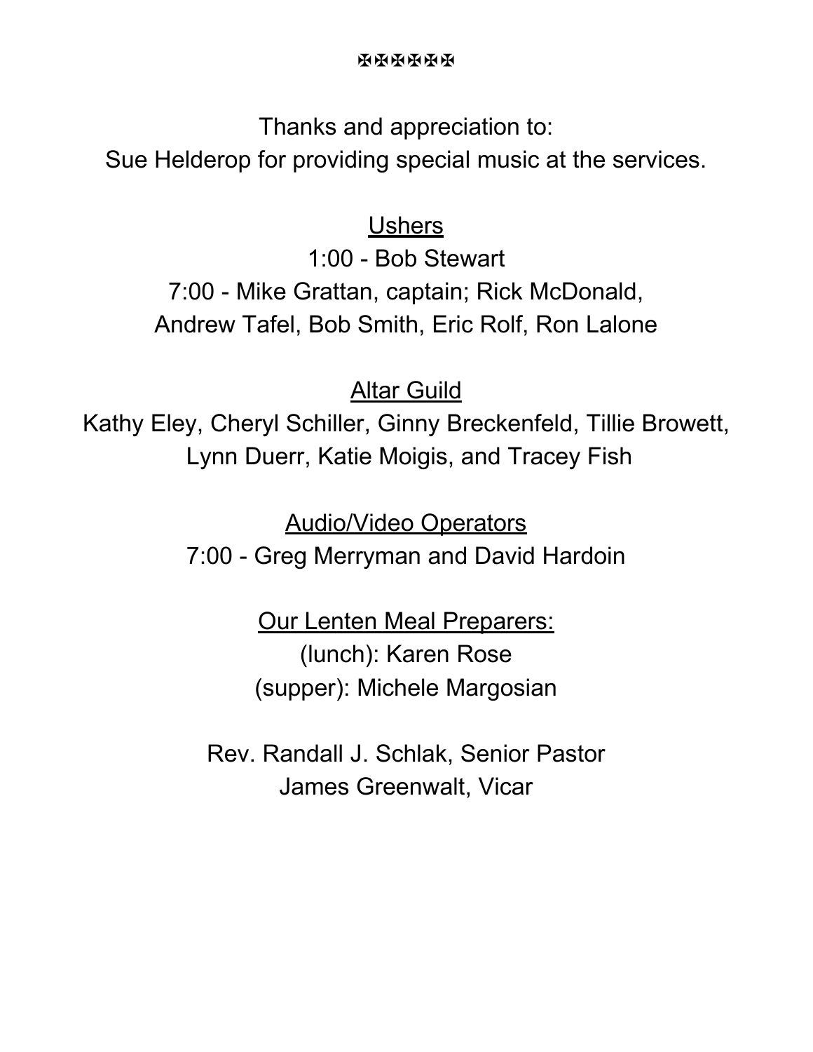✠✠✠✠✠✠

Thanks and appreciation to:
Sue Helderop for providing special music at the services.

<u>Ushers</u>
1:00 - Bob Stewart
7:00 - Mike Grattan, captain; Rick McDonald, Andrew Tafel, Bob Smith, Eric Rolf, Ron Lalone

<u>Altar Guild</u>
Kathy Eley, Cheryl Schiller, Ginny Breckenfeld, Tillie Browett, Lynn Duerr, Katie Moigis, and Tracey Fish

<u>Audio/Video Operators</u>
7:00 - Greg Merryman and David Hardoin

<u>Our Lenten Meal Preparers:</u>
(lunch): Karen Rose
(supper): Michele Margosian

Rev. Randall J. Schlak, Senior Pastor
James Greenwalt, Vicar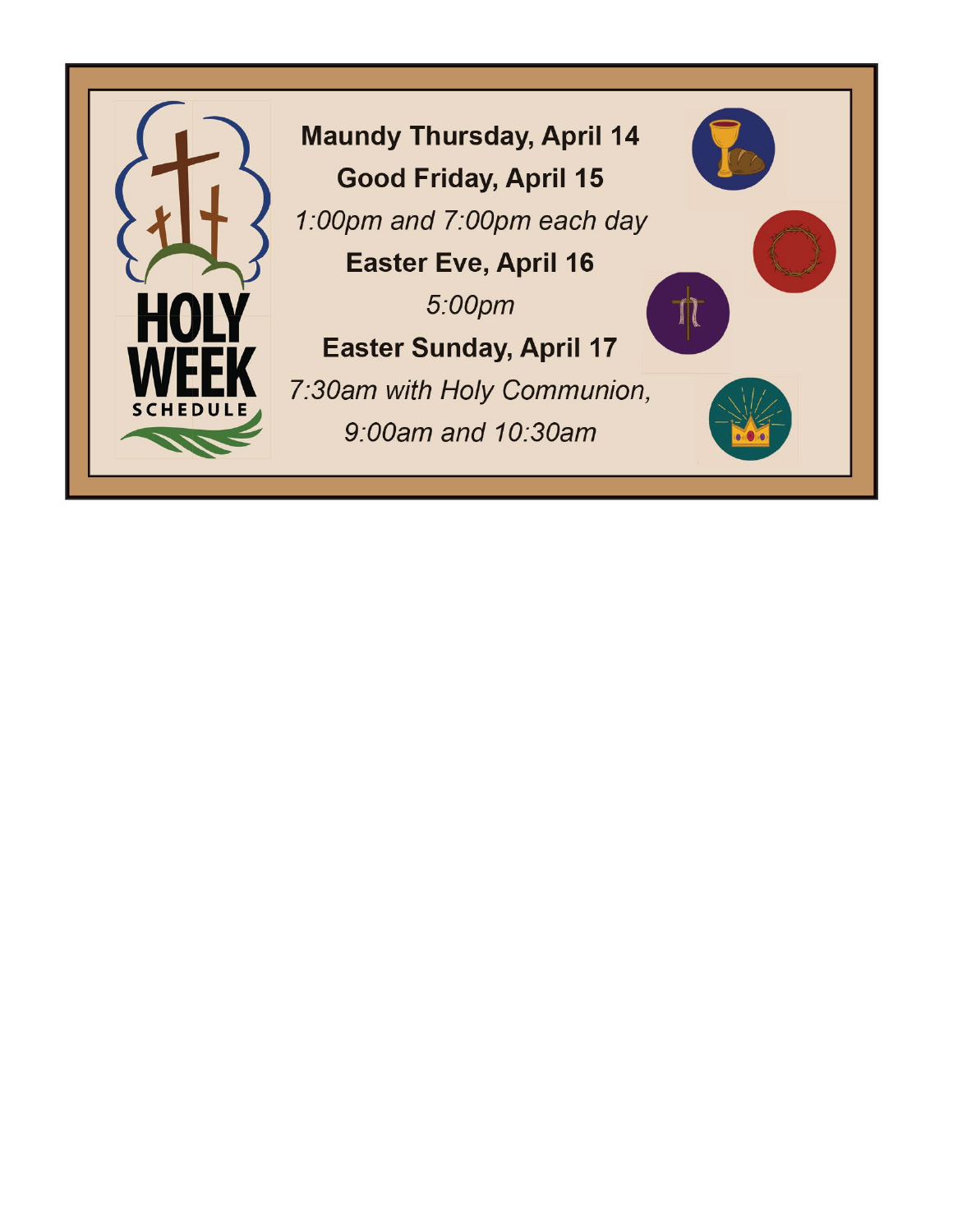# HOLY WEEK SCHEDULE

**Maundy Thursday, April 14**

**Good Friday, April 15**

*1:00pm and 7:00pm each day*

**Easter Eve, April 16**

*5:00pm*

**Easter Sunday, April 17**

*7:30am with Holy Communion,*

*9:00am and 10:30am*